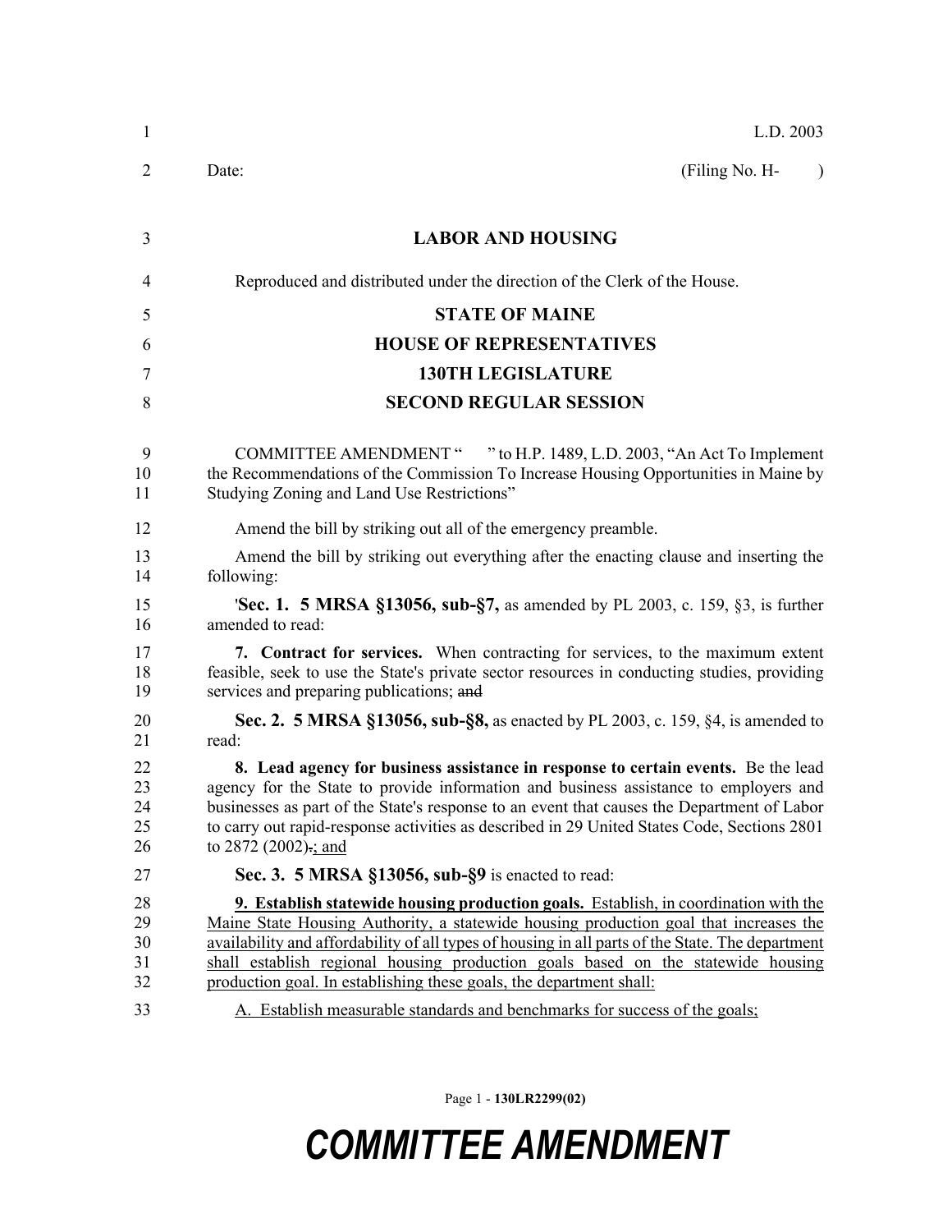L.D. 2003

Date: (Filing No. H- )

# LABOR AND HOUSING

Reproduced and distributed under the direction of the Clerk of the House.

## STATE OF MAINE
## HOUSE OF REPRESENTATIVES
## 130TH LEGISLATURE
## SECOND REGULAR SESSION

COMMITTEE AMENDMENT " " to H.P. 1489, L.D. 2003, "An Act To Implement the Recommendations of the Commission To Increase Housing Opportunities in Maine by Studying Zoning and Land Use Restrictions"

Amend the bill by striking out all of the emergency preamble.

Amend the bill by striking out everything after the enacting clause and inserting the following:

'**Sec. 1. 5 MRSA §13056, sub-§7,** as amended by PL 2003, c. 159, §3, is further amended to read:

**7. Contract for services.** When contracting for services, to the maximum extent feasible, seek to use the State's private sector resources in conducting studies, providing services and preparing publications; ~~and~~

**Sec. 2. 5 MRSA §13056, sub-§8,** as enacted by PL 2003, c. 159, §4, is amended to read:

**8. Lead agency for business assistance in response to certain events.** Be the lead agency for the State to provide information and business assistance to employers and businesses as part of the State's response to an event that causes the Department of Labor to carry out rapid-response activities as described in 29 United States Code, Sections 2801 to 2872 (2002)~~.~~; and

**Sec. 3. 5 MRSA §13056, sub-§9** is enacted to read:

**9. Establish statewide housing production goals.** Establish, in coordination with the Maine State Housing Authority, a statewide housing production goal that increases the availability and affordability of all types of housing in all parts of the State. The department shall establish regional housing production goals based on the statewide housing production goal. In establishing these goals, the department shall:

A. Establish measurable standards and benchmarks for success of the goals;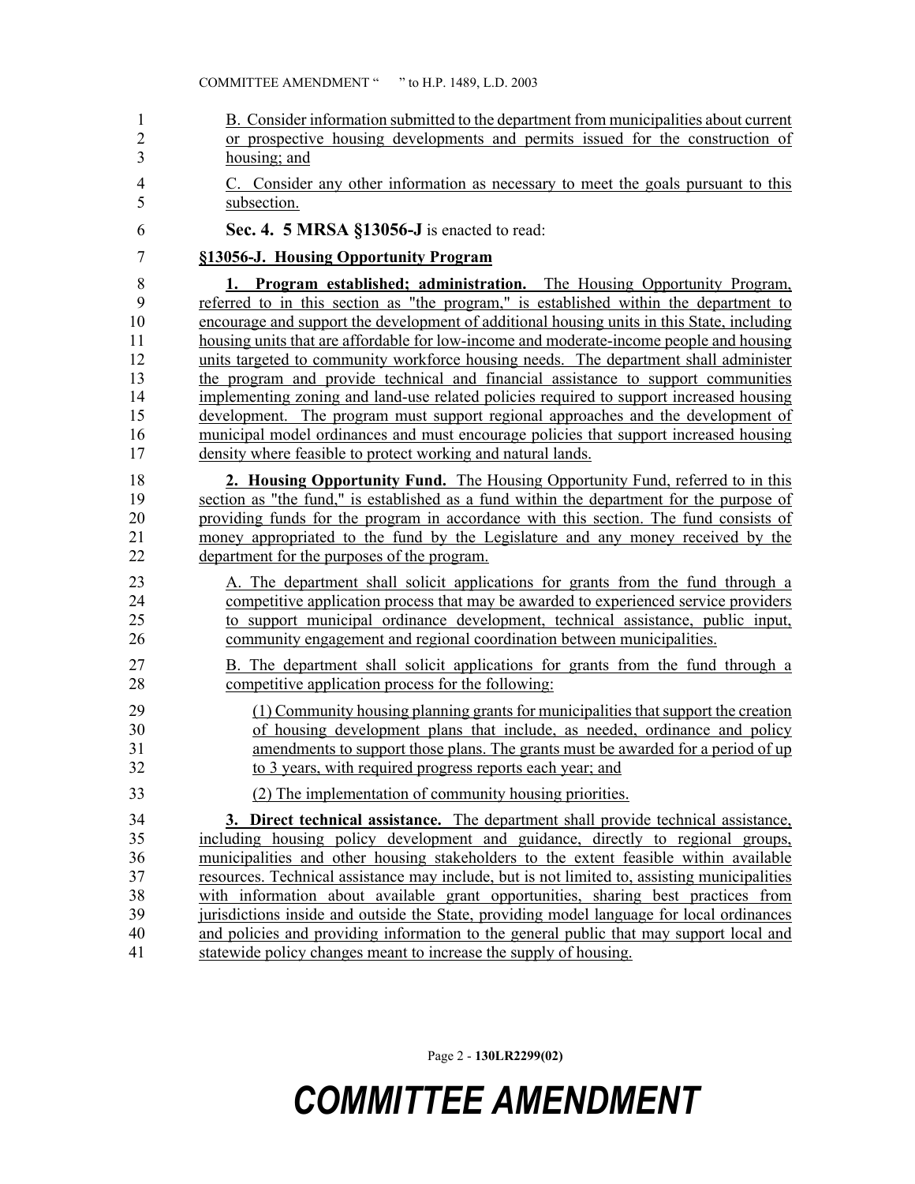B. Consider information submitted to the department from municipalities about current or prospective housing developments and permits issued for the construction of housing; and

C. Consider any other information as necessary to meet the goals pursuant to this subsection.

**Sec. 4. 5 MRSA §13056-J** is enacted to read:

**§13056-J. Housing Opportunity Program**

**1. Program established; administration.** The Housing Opportunity Program, referred to in this section as "the program," is established within the department to encourage and support the development of additional housing units in this State, including housing units that are affordable for low-income and moderate-income people and housing units targeted to community workforce housing needs. The department shall administer the program and provide technical and financial assistance to support communities implementing zoning and land-use related policies required to support increased housing development. The program must support regional approaches and the development of municipal model ordinances and must encourage policies that support increased housing density where feasible to protect working and natural lands.

**2. Housing Opportunity Fund.** The Housing Opportunity Fund, referred to in this section as "the fund," is established as a fund within the department for the purpose of providing funds for the program in accordance with this section. The fund consists of money appropriated to the fund by the Legislature and any money received by the department for the purposes of the program.

A. The department shall solicit applications for grants from the fund through a competitive application process that may be awarded to experienced service providers to support municipal ordinance development, technical assistance, public input, community engagement and regional coordination between municipalities.

B. The department shall solicit applications for grants from the fund through a competitive application process for the following:

(1) Community housing planning grants for municipalities that support the creation of housing development plans that include, as needed, ordinance and policy amendments to support those plans. The grants must be awarded for a period of up to 3 years, with required progress reports each year; and

(2) The implementation of community housing priorities.

**3. Direct technical assistance.** The department shall provide technical assistance, including housing policy development and guidance, directly to regional groups, municipalities and other housing stakeholders to the extent feasible within available resources. Technical assistance may include, but is not limited to, assisting municipalities with information about available grant opportunities, sharing best practices from jurisdictions inside and outside the State, providing model language for local ordinances and policies and providing information to the general public that may support local and statewide policy changes meant to increase the supply of housing.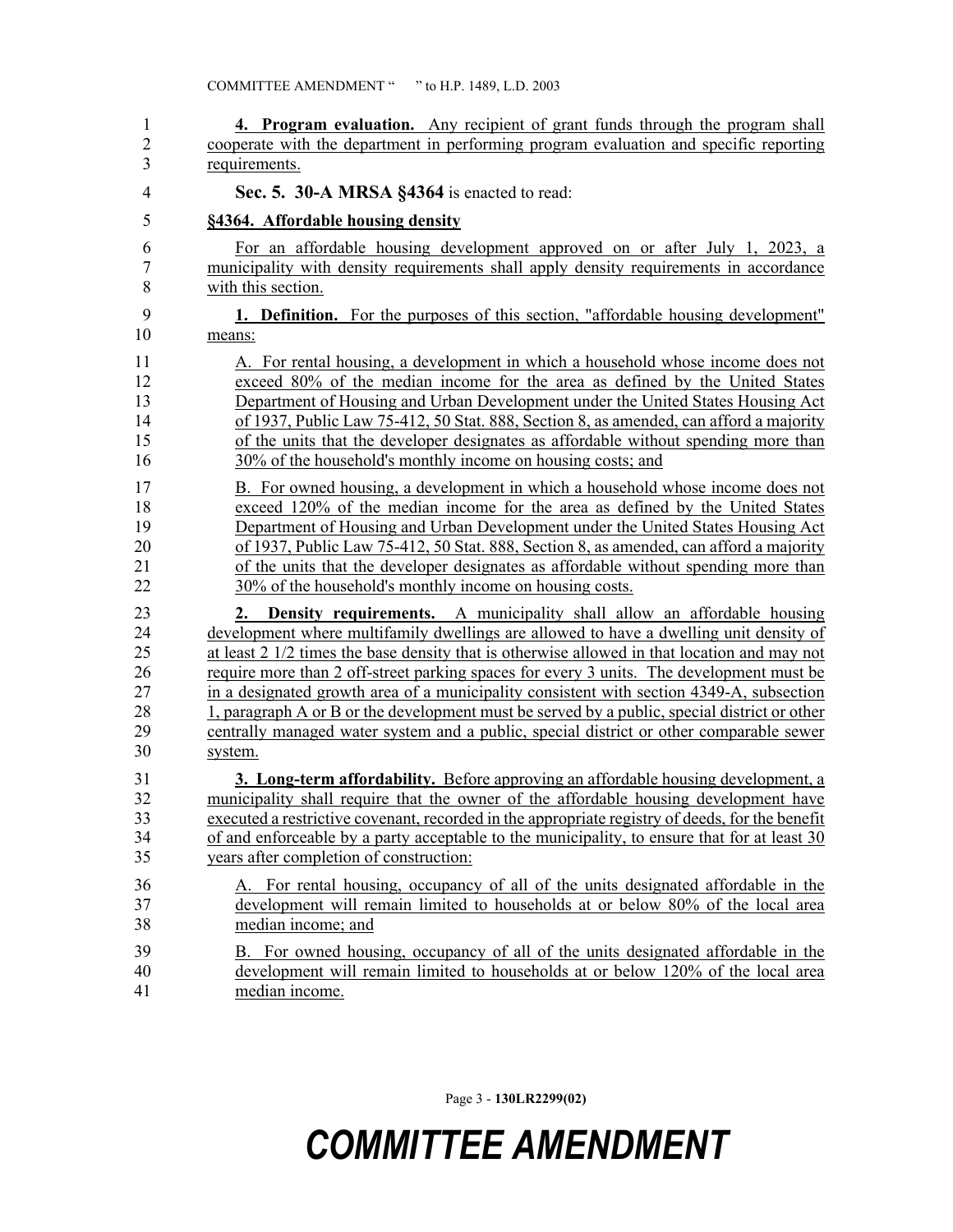**4. Program evaluation.** Any recipient of grant funds through the program shall cooperate with the department in performing program evaluation and specific reporting requirements.

**Sec. 5. 30-A MRSA §4364** is enacted to read:

**§4364. Affordable housing density**

For an affordable housing development approved on or after July 1, 2023, a municipality with density requirements shall apply density requirements in accordance with this section.

**1. Definition.** For the purposes of this section, "affordable housing development" means:

A. For rental housing, a development in which a household whose income does not exceed 80% of the median income for the area as defined by the United States Department of Housing and Urban Development under the United States Housing Act of 1937, Public Law 75-412, 50 Stat. 888, Section 8, as amended, can afford a majority of the units that the developer designates as affordable without spending more than 30% of the household's monthly income on housing costs; and

B. For owned housing, a development in which a household whose income does not exceed 120% of the median income for the area as defined by the United States Department of Housing and Urban Development under the United States Housing Act of 1937, Public Law 75-412, 50 Stat. 888, Section 8, as amended, can afford a majority of the units that the developer designates as affordable without spending more than 30% of the household's monthly income on housing costs.

**2. Density requirements.** A municipality shall allow an affordable housing development where multifamily dwellings are allowed to have a dwelling unit density of at least 2 1/2 times the base density that is otherwise allowed in that location and may not require more than 2 off-street parking spaces for every 3 units. The development must be in a designated growth area of a municipality consistent with section 4349-A, subsection 1, paragraph A or B or the development must be served by a public, special district or other centrally managed water system and a public, special district or other comparable sewer system.

**3. Long-term affordability.** Before approving an affordable housing development, a municipality shall require that the owner of the affordable housing development have executed a restrictive covenant, recorded in the appropriate registry of deeds, for the benefit of and enforceable by a party acceptable to the municipality, to ensure that for at least 30 years after completion of construction:

A. For rental housing, occupancy of all of the units designated affordable in the development will remain limited to households at or below 80% of the local area median income; and

B. For owned housing, occupancy of all of the units designated affordable in the development will remain limited to households at or below 120% of the local area median income.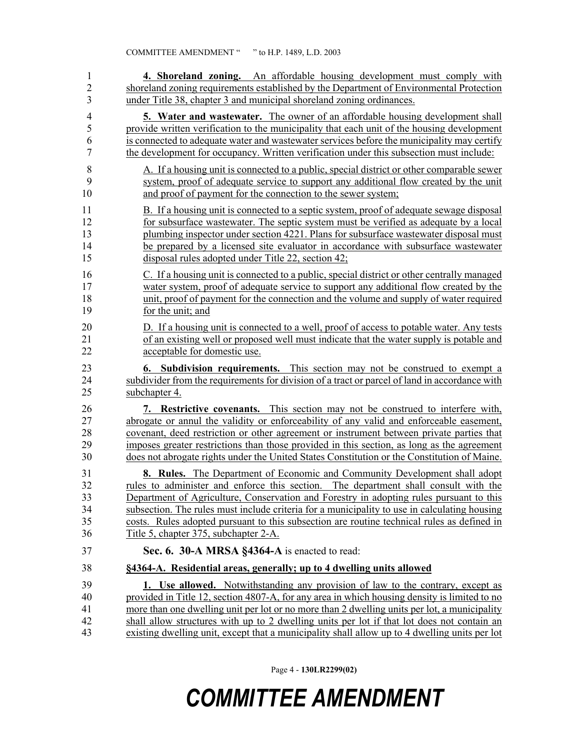**4. Shoreland zoning.** An affordable housing development must comply with shoreland zoning requirements established by the Department of Environmental Protection under Title 38, chapter 3 and municipal shoreland zoning ordinances.

**5. Water and wastewater.** The owner of an affordable housing development shall provide written verification to the municipality that each unit of the housing development is connected to adequate water and wastewater services before the municipality may certify the development for occupancy. Written verification under this subsection must include:

A. If a housing unit is connected to a public, special district or other comparable sewer system, proof of adequate service to support any additional flow created by the unit and proof of payment for the connection to the sewer system;

B. If a housing unit is connected to a septic system, proof of adequate sewage disposal for subsurface wastewater. The septic system must be verified as adequate by a local plumbing inspector under section 4221. Plans for subsurface wastewater disposal must be prepared by a licensed site evaluator in accordance with subsurface wastewater disposal rules adopted under Title 22, section 42;

C. If a housing unit is connected to a public, special district or other centrally managed water system, proof of adequate service to support any additional flow created by the unit, proof of payment for the connection and the volume and supply of water required for the unit; and

D. If a housing unit is connected to a well, proof of access to potable water. Any tests of an existing well or proposed well must indicate that the water supply is potable and acceptable for domestic use.

**6. Subdivision requirements.** This section may not be construed to exempt a subdivider from the requirements for division of a tract or parcel of land in accordance with subchapter 4.

**7. Restrictive covenants.** This section may not be construed to interfere with, abrogate or annul the validity or enforceability of any valid and enforceable easement, covenant, deed restriction or other agreement or instrument between private parties that imposes greater restrictions than those provided in this section, as long as the agreement does not abrogate rights under the United States Constitution or the Constitution of Maine.

**8. Rules.** The Department of Economic and Community Development shall adopt rules to administer and enforce this section. The department shall consult with the Department of Agriculture, Conservation and Forestry in adopting rules pursuant to this subsection. The rules must include criteria for a municipality to use in calculating housing costs. Rules adopted pursuant to this subsection are routine technical rules as defined in Title 5, chapter 375, subchapter 2-A.

**Sec. 6. 30-A MRSA §4364-A** is enacted to read:

**§4364-A. Residential areas, generally; up to 4 dwelling units allowed**

**1. Use allowed.** Notwithstanding any provision of law to the contrary, except as provided in Title 12, section 4807-A, for any area in which housing density is limited to no more than one dwelling unit per lot or no more than 2 dwelling units per lot, a municipality shall allow structures with up to 2 dwelling units per lot if that lot does not contain an existing dwelling unit, except that a municipality shall allow up to 4 dwelling units per lot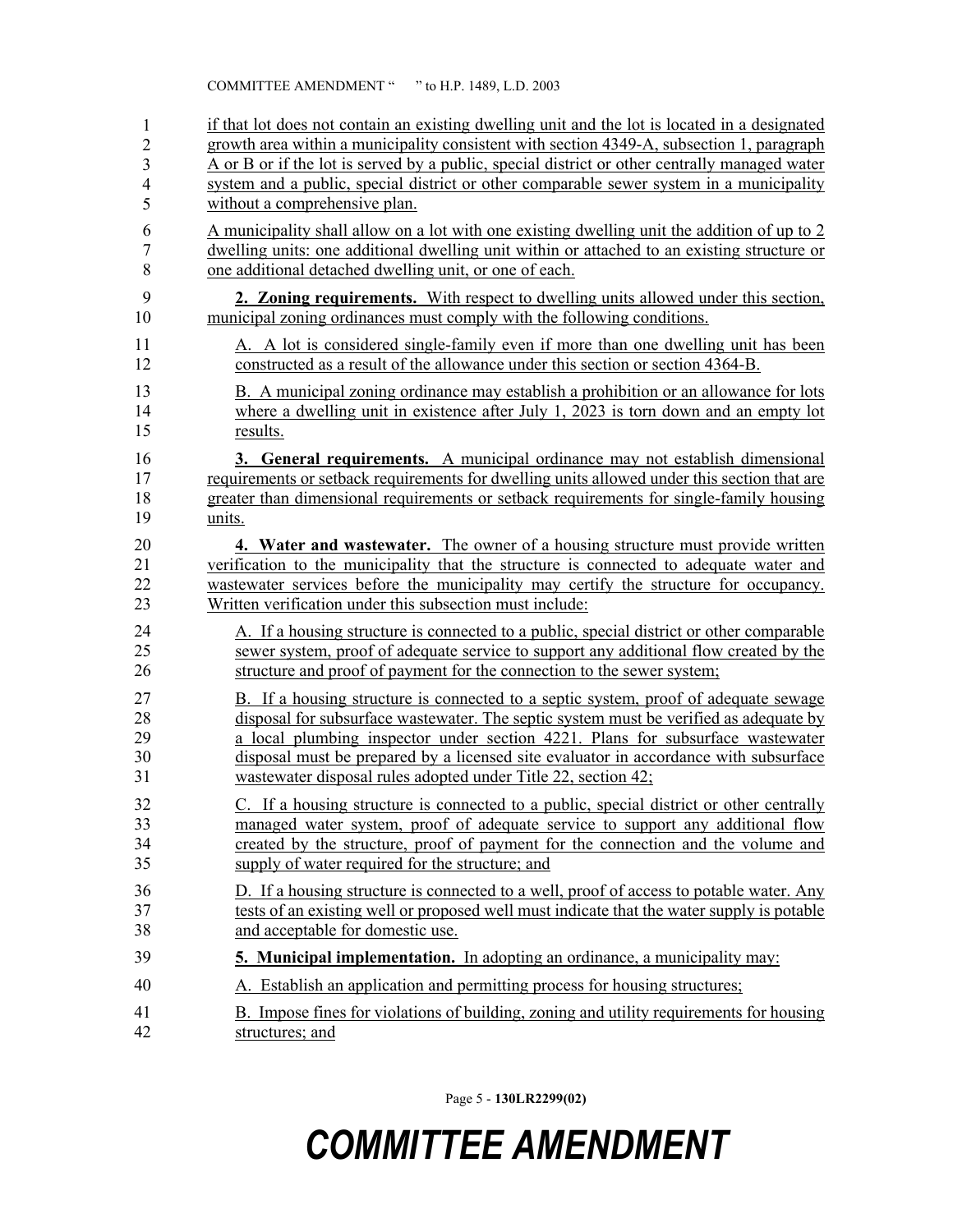if that lot does not contain an existing dwelling unit and the lot is located in a designated growth area within a municipality consistent with section 4349-A, subsection 1, paragraph A or B or if the lot is served by a public, special district or other centrally managed water system and a public, special district or other comparable sewer system in a municipality without a comprehensive plan.

A municipality shall allow on a lot with one existing dwelling unit the addition of up to 2 dwelling units: one additional dwelling unit within or attached to an existing structure or one additional detached dwelling unit, or one of each.

**2. Zoning requirements.** With respect to dwelling units allowed under this section, municipal zoning ordinances must comply with the following conditions.

A. A lot is considered single-family even if more than one dwelling unit has been constructed as a result of the allowance under this section or section 4364-B.

B. A municipal zoning ordinance may establish a prohibition or an allowance for lots where a dwelling unit in existence after July 1, 2023 is torn down and an empty lot results.

**3. General requirements.** A municipal ordinance may not establish dimensional requirements or setback requirements for dwelling units allowed under this section that are greater than dimensional requirements or setback requirements for single-family housing units.

**4. Water and wastewater.** The owner of a housing structure must provide written verification to the municipality that the structure is connected to adequate water and wastewater services before the municipality may certify the structure for occupancy. Written verification under this subsection must include:

A. If a housing structure is connected to a public, special district or other comparable sewer system, proof of adequate service to support any additional flow created by the structure and proof of payment for the connection to the sewer system;

B. If a housing structure is connected to a septic system, proof of adequate sewage disposal for subsurface wastewater. The septic system must be verified as adequate by a local plumbing inspector under section 4221. Plans for subsurface wastewater disposal must be prepared by a licensed site evaluator in accordance with subsurface wastewater disposal rules adopted under Title 22, section 42;

C. If a housing structure is connected to a public, special district or other centrally managed water system, proof of adequate service to support any additional flow created by the structure, proof of payment for the connection and the volume and supply of water required for the structure; and

D. If a housing structure is connected to a well, proof of access to potable water. Any tests of an existing well or proposed well must indicate that the water supply is potable and acceptable for domestic use.

**5. Municipal implementation.** In adopting an ordinance, a municipality may:

A. Establish an application and permitting process for housing structures;

B. Impose fines for violations of building, zoning and utility requirements for housing structures; and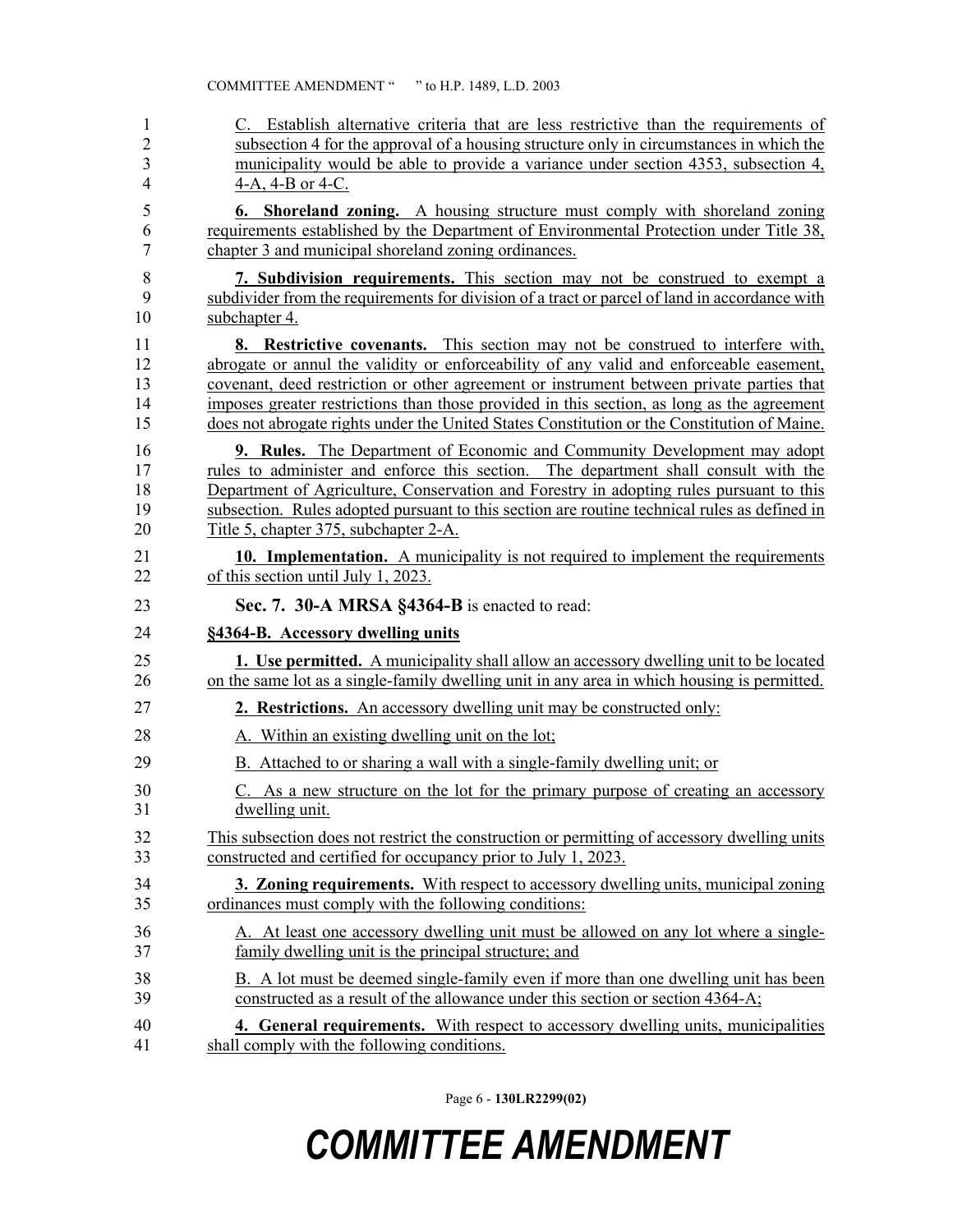C. Establish alternative criteria that are less restrictive than the requirements of subsection 4 for the approval of a housing structure only in circumstances in which the municipality would be able to provide a variance under section 4353, subsection 4, 4-A, 4-B or 4-C.

**6. Shoreland zoning.** A housing structure must comply with shoreland zoning requirements established by the Department of Environmental Protection under Title 38, chapter 3 and municipal shoreland zoning ordinances.

**7. Subdivision requirements.** This section may not be construed to exempt a subdivider from the requirements for division of a tract or parcel of land in accordance with subchapter 4.

**8. Restrictive covenants.** This section may not be construed to interfere with, abrogate or annul the validity or enforceability of any valid and enforceable easement, covenant, deed restriction or other agreement or instrument between private parties that imposes greater restrictions than those provided in this section, as long as the agreement does not abrogate rights under the United States Constitution or the Constitution of Maine.

**9. Rules.** The Department of Economic and Community Development may adopt rules to administer and enforce this section. The department shall consult with the Department of Agriculture, Conservation and Forestry in adopting rules pursuant to this subsection. Rules adopted pursuant to this section are routine technical rules as defined in Title 5, chapter 375, subchapter 2-A.

**10. Implementation.** A municipality is not required to implement the requirements of this section until July 1, 2023.

**Sec. 7. 30-A MRSA §4364-B** is enacted to read:

**§4364-B. Accessory dwelling units**

**1. Use permitted.** A municipality shall allow an accessory dwelling unit to be located on the same lot as a single-family dwelling unit in any area in which housing is permitted.

**2. Restrictions.** An accessory dwelling unit may be constructed only:

A. Within an existing dwelling unit on the lot;

B. Attached to or sharing a wall with a single-family dwelling unit; or

C. As a new structure on the lot for the primary purpose of creating an accessory dwelling unit.

This subsection does not restrict the construction or permitting of accessory dwelling units constructed and certified for occupancy prior to July 1, 2023.

**3. Zoning requirements.** With respect to accessory dwelling units, municipal zoning ordinances must comply with the following conditions:

A. At least one accessory dwelling unit must be allowed on any lot where a single-family dwelling unit is the principal structure; and

B. A lot must be deemed single-family even if more than one dwelling unit has been constructed as a result of the allowance under this section or section 4364-A;

**4. General requirements.** With respect to accessory dwelling units, municipalities shall comply with the following conditions.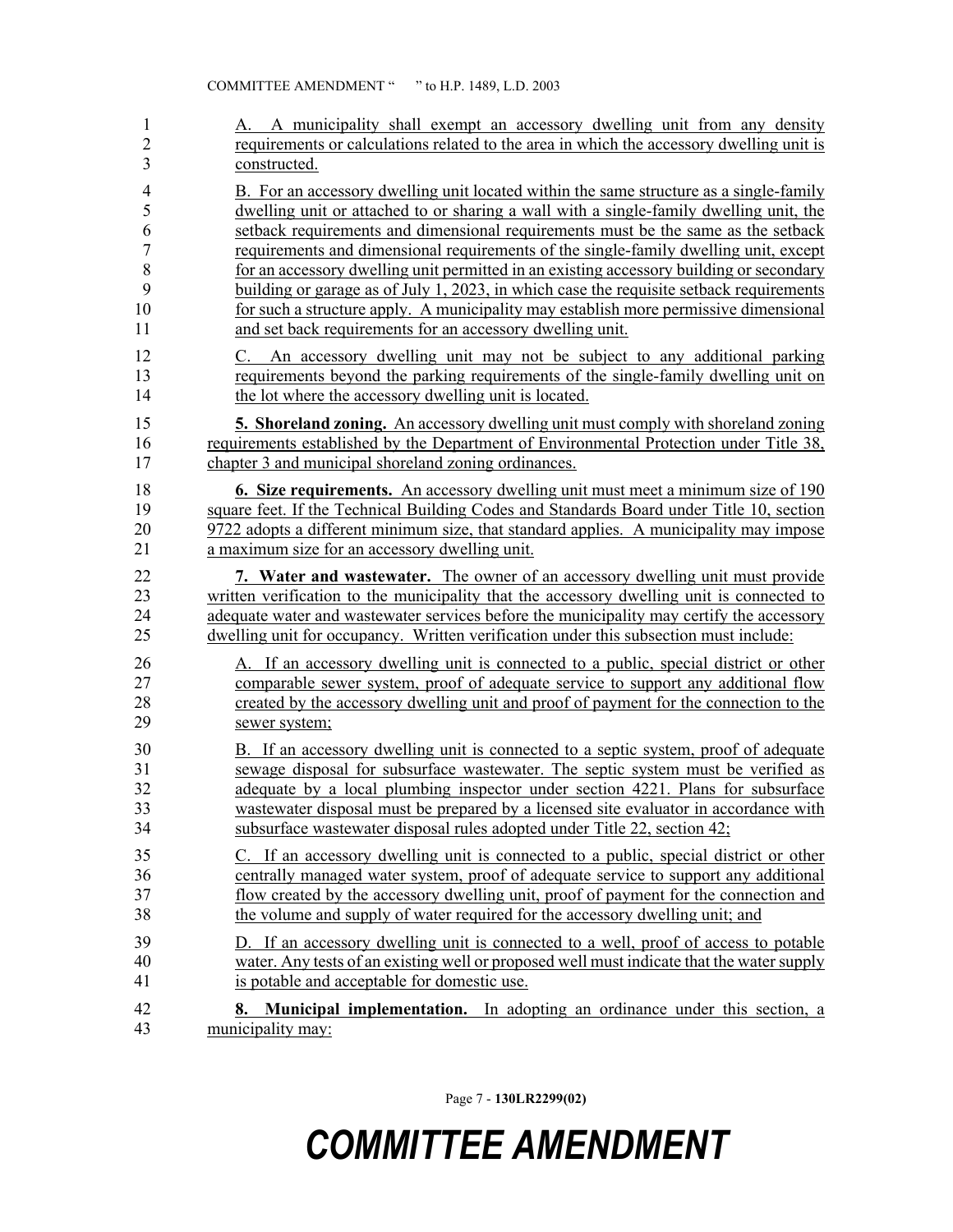A. A municipality shall exempt an accessory dwelling unit from any density requirements or calculations related to the area in which the accessory dwelling unit is constructed.

B. For an accessory dwelling unit located within the same structure as a single-family dwelling unit or attached to or sharing a wall with a single-family dwelling unit, the setback requirements and dimensional requirements must be the same as the setback requirements and dimensional requirements of the single-family dwelling unit, except for an accessory dwelling unit permitted in an existing accessory building or secondary building or garage as of July 1, 2023, in which case the requisite setback requirements for such a structure apply. A municipality may establish more permissive dimensional and set back requirements for an accessory dwelling unit.

C. An accessory dwelling unit may not be subject to any additional parking requirements beyond the parking requirements of the single-family dwelling unit on the lot where the accessory dwelling unit is located.

**5. Shoreland zoning.** An accessory dwelling unit must comply with shoreland zoning requirements established by the Department of Environmental Protection under Title 38, chapter 3 and municipal shoreland zoning ordinances.

**6. Size requirements.** An accessory dwelling unit must meet a minimum size of 190 square feet. If the Technical Building Codes and Standards Board under Title 10, section 9722 adopts a different minimum size, that standard applies. A municipality may impose a maximum size for an accessory dwelling unit.

**7. Water and wastewater.** The owner of an accessory dwelling unit must provide written verification to the municipality that the accessory dwelling unit is connected to adequate water and wastewater services before the municipality may certify the accessory dwelling unit for occupancy. Written verification under this subsection must include:

A. If an accessory dwelling unit is connected to a public, special district or other comparable sewer system, proof of adequate service to support any additional flow created by the accessory dwelling unit and proof of payment for the connection to the sewer system;

B. If an accessory dwelling unit is connected to a septic system, proof of adequate sewage disposal for subsurface wastewater. The septic system must be verified as adequate by a local plumbing inspector under section 4221. Plans for subsurface wastewater disposal must be prepared by a licensed site evaluator in accordance with subsurface wastewater disposal rules adopted under Title 22, section 42;

C. If an accessory dwelling unit is connected to a public, special district or other centrally managed water system, proof of adequate service to support any additional flow created by the accessory dwelling unit, proof of payment for the connection and the volume and supply of water required for the accessory dwelling unit; and

D. If an accessory dwelling unit is connected to a well, proof of access to potable water. Any tests of an existing well or proposed well must indicate that the water supply is potable and acceptable for domestic use.

**8. Municipal implementation.** In adopting an ordinance under this section, a municipality may: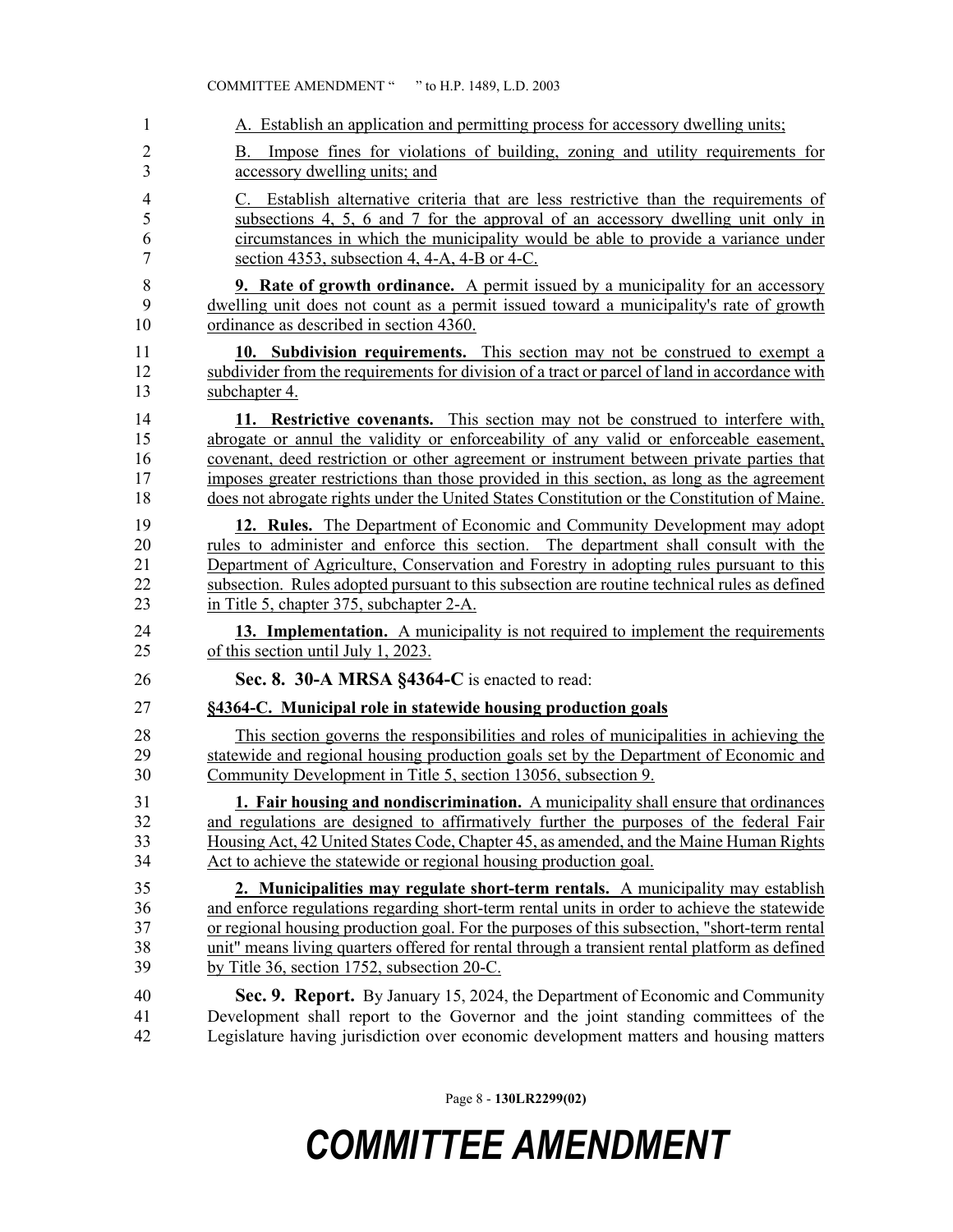A. Establish an application and permitting process for accessory dwelling units;

B. Impose fines for violations of building, zoning and utility requirements for accessory dwelling units; and

C. Establish alternative criteria that are less restrictive than the requirements of subsections 4, 5, 6 and 7 for the approval of an accessory dwelling unit only in circumstances in which the municipality would be able to provide a variance under section 4353, subsection 4, 4-A, 4-B or 4-C.

**9. Rate of growth ordinance.** A permit issued by a municipality for an accessory dwelling unit does not count as a permit issued toward a municipality's rate of growth ordinance as described in section 4360.

**10. Subdivision requirements.** This section may not be construed to exempt a subdivider from the requirements for division of a tract or parcel of land in accordance with subchapter 4.

**11. Restrictive covenants.** This section may not be construed to interfere with, abrogate or annul the validity or enforceability of any valid or enforceable easement, covenant, deed restriction or other agreement or instrument between private parties that imposes greater restrictions than those provided in this section, as long as the agreement does not abrogate rights under the United States Constitution or the Constitution of Maine.

**12. Rules.** The Department of Economic and Community Development may adopt rules to administer and enforce this section. The department shall consult with the Department of Agriculture, Conservation and Forestry in adopting rules pursuant to this subsection. Rules adopted pursuant to this subsection are routine technical rules as defined in Title 5, chapter 375, subchapter 2-A.

**13. Implementation.** A municipality is not required to implement the requirements of this section until July 1, 2023.

**Sec. 8. 30-A MRSA §4364-C** is enacted to read:

**§4364-C. Municipal role in statewide housing production goals**

This section governs the responsibilities and roles of municipalities in achieving the statewide and regional housing production goals set by the Department of Economic and Community Development in Title 5, section 13056, subsection 9.

**1. Fair housing and nondiscrimination.** A municipality shall ensure that ordinances and regulations are designed to affirmatively further the purposes of the federal Fair Housing Act, 42 United States Code, Chapter 45, as amended, and the Maine Human Rights Act to achieve the statewide or regional housing production goal.

**2. Municipalities may regulate short-term rentals.** A municipality may establish and enforce regulations regarding short-term rental units in order to achieve the statewide or regional housing production goal. For the purposes of this subsection, "short-term rental unit" means living quarters offered for rental through a transient rental platform as defined by Title 36, section 1752, subsection 20-C.

**Sec. 9. Report.** By January 15, 2024, the Department of Economic and Community Development shall report to the Governor and the joint standing committees of the Legislature having jurisdiction over economic development matters and housing matters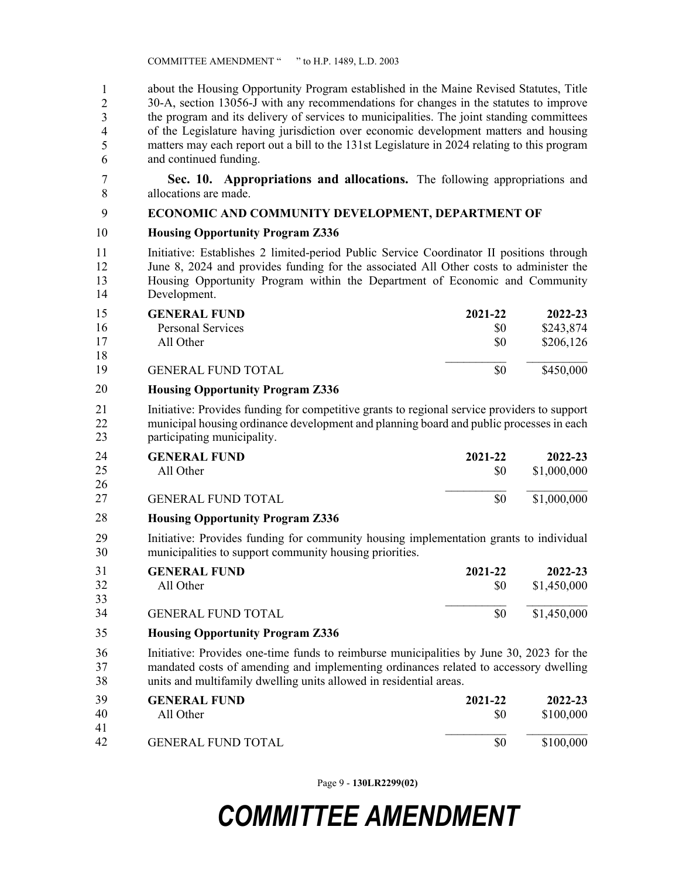about the Housing Opportunity Program established in the Maine Revised Statutes, Title 30-A, section 13056-J with any recommendations for changes in the statutes to improve the program and its delivery of services to municipalities. The joint standing committees of the Legislature having jurisdiction over economic development matters and housing matters may each report out a bill to the 131st Legislature in 2024 relating to this program and continued funding.

**Sec. 10. Appropriations and allocations.** The following appropriations and allocations are made.

**ECONOMIC AND COMMUNITY DEVELOPMENT, DEPARTMENT OF**

**Housing Opportunity Program Z336**

Initiative: Establishes 2 limited-period Public Service Coordinator II positions through June 8, 2024 and provides funding for the associated All Other costs to administer the Housing Opportunity Program within the Department of Economic and Community Development.

| **GENERAL FUND** | **2021-22** | **2022-23** |
|---|---|---|
| Personal Services | $0 | $243,874 |
| All Other | $0 | $206,126 |
| GENERAL FUND TOTAL | $0 | $450,000 |

**Housing Opportunity Program Z336**

Initiative: Provides funding for competitive grants to regional service providers to support municipal housing ordinance development and planning board and public processes in each participating municipality.

| **GENERAL FUND** | **2021-22** | **2022-23** |
|---|---|---|
| All Other | $0 | $1,000,000 |
| GENERAL FUND TOTAL | $0 | $1,000,000 |

**Housing Opportunity Program Z336**

Initiative: Provides funding for community housing implementation grants to individual municipalities to support community housing priorities.

| **GENERAL FUND** | **2021-22** | **2022-23** |
|---|---|---|
| All Other | $0 | $1,450,000 |
| GENERAL FUND TOTAL | $0 | $1,450,000 |

**Housing Opportunity Program Z336**

Initiative: Provides one-time funds to reimburse municipalities by June 30, 2023 for the mandated costs of amending and implementing ordinances related to accessory dwelling units and multifamily dwelling units allowed in residential areas.

| **GENERAL FUND** | **2021-22** | **2022-23** |
|---|---|---|
| All Other | $0 | $100,000 |
| GENERAL FUND TOTAL | $0 | $100,000 |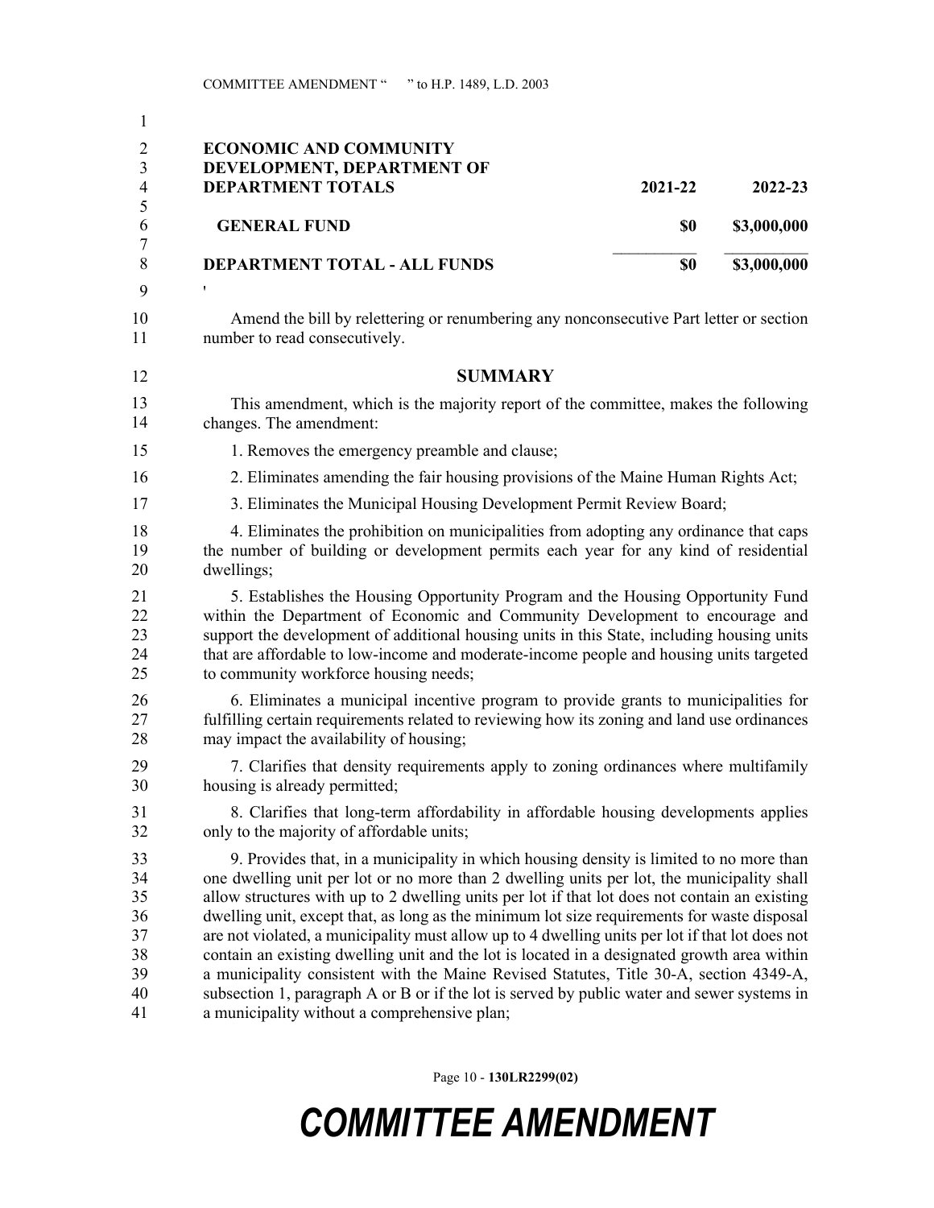| ECONOMIC AND COMMUNITY DEVELOPMENT, DEPARTMENT OF DEPARTMENT TOTALS | 2021-22 | 2022-23 |
|---|---|---|
| GENERAL FUND | $0 | $3,000,000 |
| DEPARTMENT TOTAL - ALL FUNDS | $0 | $3,000,000 |

'

Amend the bill by relettering or renumbering any nonconsecutive Part letter or section number to read consecutively.

## SUMMARY

This amendment, which is the majority report of the committee, makes the following changes. The amendment:

1. Removes the emergency preamble and clause;

2. Eliminates amending the fair housing provisions of the Maine Human Rights Act;

3. Eliminates the Municipal Housing Development Permit Review Board;

4. Eliminates the prohibition on municipalities from adopting any ordinance that caps the number of building or development permits each year for any kind of residential dwellings;

5. Establishes the Housing Opportunity Program and the Housing Opportunity Fund within the Department of Economic and Community Development to encourage and support the development of additional housing units in this State, including housing units that are affordable to low-income and moderate-income people and housing units targeted to community workforce housing needs;

6. Eliminates a municipal incentive program to provide grants to municipalities for fulfilling certain requirements related to reviewing how its zoning and land use ordinances may impact the availability of housing;

7. Clarifies that density requirements apply to zoning ordinances where multifamily housing is already permitted;

8. Clarifies that long-term affordability in affordable housing developments applies only to the majority of affordable units;

9. Provides that, in a municipality in which housing density is limited to no more than one dwelling unit per lot or no more than 2 dwelling units per lot, the municipality shall allow structures with up to 2 dwelling units per lot if that lot does not contain an existing dwelling unit, except that, as long as the minimum lot size requirements for waste disposal are not violated, a municipality must allow up to 4 dwelling units per lot if that lot does not contain an existing dwelling unit and the lot is located in a designated growth area within a municipality consistent with the Maine Revised Statutes, Title 30-A, section 4349-A, subsection 1, paragraph A or B or if the lot is served by public water and sewer systems in a municipality without a comprehensive plan;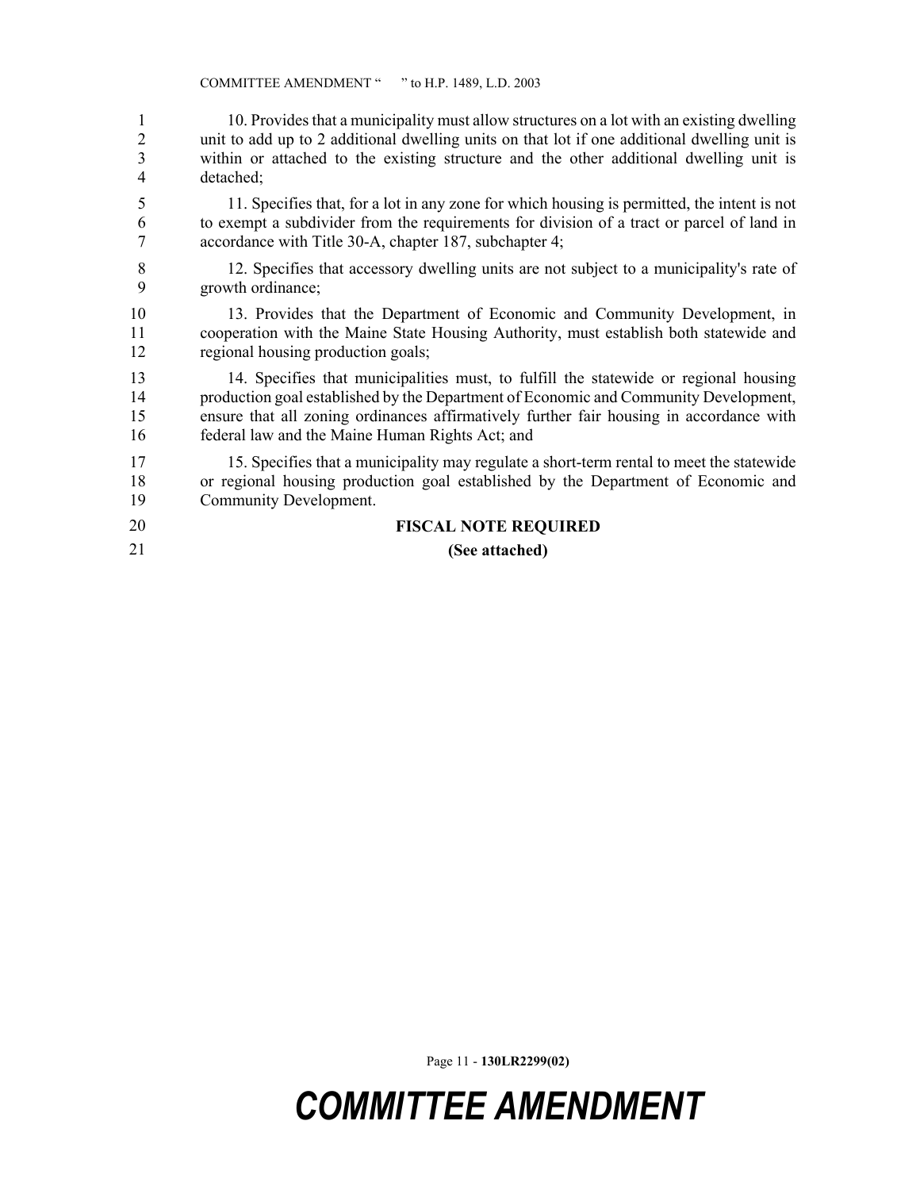10. Provides that a municipality must allow structures on a lot with an existing dwelling unit to add up to 2 additional dwelling units on that lot if one additional dwelling unit is within or attached to the existing structure and the other additional dwelling unit is detached;

11. Specifies that, for a lot in any zone for which housing is permitted, the intent is not to exempt a subdivider from the requirements for division of a tract or parcel of land in accordance with Title 30-A, chapter 187, subchapter 4;

12. Specifies that accessory dwelling units are not subject to a municipality's rate of growth ordinance;

13. Provides that the Department of Economic and Community Development, in cooperation with the Maine State Housing Authority, must establish both statewide and regional housing production goals;

14. Specifies that municipalities must, to fulfill the statewide or regional housing production goal established by the Department of Economic and Community Development, ensure that all zoning ordinances affirmatively further fair housing in accordance with federal law and the Maine Human Rights Act; and

15. Specifies that a municipality may regulate a short-term rental to meet the statewide or regional housing production goal established by the Department of Economic and Community Development.

**FISCAL NOTE REQUIRED**

**(See attached)**